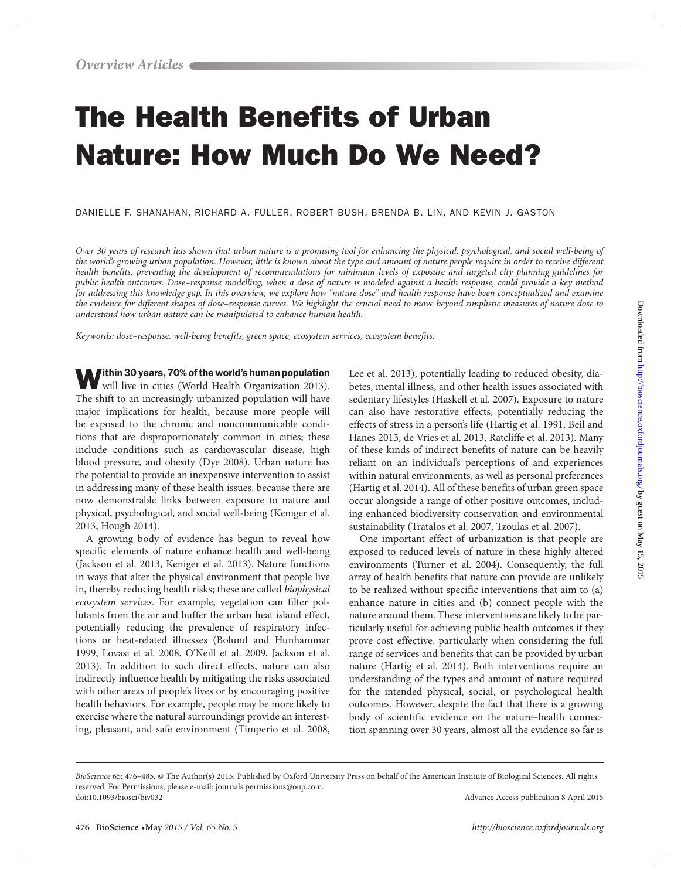# The Health Benefits of Urban Nature: How Much Do We Need?

DANIELLE F. SHANAHAN, RICHARD A. FULLER, ROBERT BUSH, BRENDA B. LIN, AND KEVIN J. GASTON

*Over 30 years of research has shown that urban nature is a promising tool for enhancing the physical, psychological, and social well-being of the world's growing urban population. However, little is known about the type and amount of nature people require in order to receive different health benefits, preventing the development of recommendations for minimum levels of exposure and targeted city planning guidelines for public health outcomes. Dose–response modelling, when a dose of nature is modeled against a health response, could provide a key method for addressing this knowledge gap. In this overview, we explore how "nature dose" and health response have been conceptualized and examine the evidence for different shapes of dose–response curves. We highlight the crucial need to move beyond simplistic measures of nature dose to understand how urban nature can be manipulated to enhance human health.*

*Keywords: dose–response, well-being benefits, green space, ecosystem services, ecosystem benefits.*

**Within 30 years, 70% of the world's human population** will live in cities (World Health Organization 2013). The shift to an increasingly urbanized population will have major implications for health, because more people will be exposed to the chronic and noncommunicable conditions that are disproportionately common in cities; these include conditions such as cardiovascular disease, high blood pressure, and obesity (Dye 2008). Urban nature has the potential to provide an inexpensive intervention to assist in addressing many of these health issues, because there are now demonstrable links between exposure to nature and physical, psychological, and social well-being (Keniger et al. 2013, Hough 2014).

A growing body of evidence has begun to reveal how specific elements of nature enhance health and well-being (Jackson et al. 2013, Keniger et al. 2013). Nature functions in ways that alter the physical environment that people live in, thereby reducing health risks; these are called *biophysical ecosystem services*. For example, vegetation can filter pollutants from the air and buffer the urban heat island effect, potentially reducing the prevalence of respiratory infections or heat-related illnesses (Bolund and Hunhammar 1999, Lovasi et al. 2008, O'Neill et al. 2009, Jackson et al. 2013). In addition to such direct effects, nature can also indirectly influence health by mitigating the risks associated with other areas of people's lives or by encouraging positive health behaviors. For example, people may be more likely to exercise where the natural surroundings provide an interesting, pleasant, and safe environment (Timperio et al. 2008, Lee et al. 2013), potentially leading to reduced obesity, diabetes, mental illness, and other health issues associated with sedentary lifestyles (Haskell et al. 2007). Exposure to nature can also have restorative effects, potentially reducing the effects of stress in a person's life (Hartig et al. 1991, Beil and Hanes 2013, de Vries et al. 2013, Ratcliffe et al. 2013). Many of these kinds of indirect benefits of nature can be heavily reliant on an individual's perceptions of and experiences within natural environments, as well as personal preferences (Hartig et al. 2014). All of these benefits of urban green space occur alongside a range of other positive outcomes, including enhanced biodiversity conservation and environmental sustainability (Tratalos et al. 2007, Tzoulas et al. 2007).

One important effect of urbanization is that people are exposed to reduced levels of nature in these highly altered environments (Turner et al. 2004). Consequently, the full array of health benefits that nature can provide are unlikely to be realized without specific interventions that aim to (a) enhance nature in cities and (b) connect people with the nature around them. These interventions are likely to be particularly useful for achieving public health outcomes if they prove cost effective, particularly when considering the full range of services and benefits that can be provided by urban nature (Hartig et al. 2014). Both interventions require an understanding of the types and amount of nature required for the intended physical, social, or psychological health outcomes. However, despite the fact that there is a growing body of scientific evidence on the nature–health connection spanning over 30 years, almost all the evidence so far is

*BioScience* 65: 476–485. © The Author(s) 2015. Published by Oxford University Press on behalf of the American Institute of Biological Sciences. All rights reserved. For Permissions, please e-mail: journals.permissions@oup.com.
doi:10.1093/biosci/biv032 Advance Access publication 8 April 2015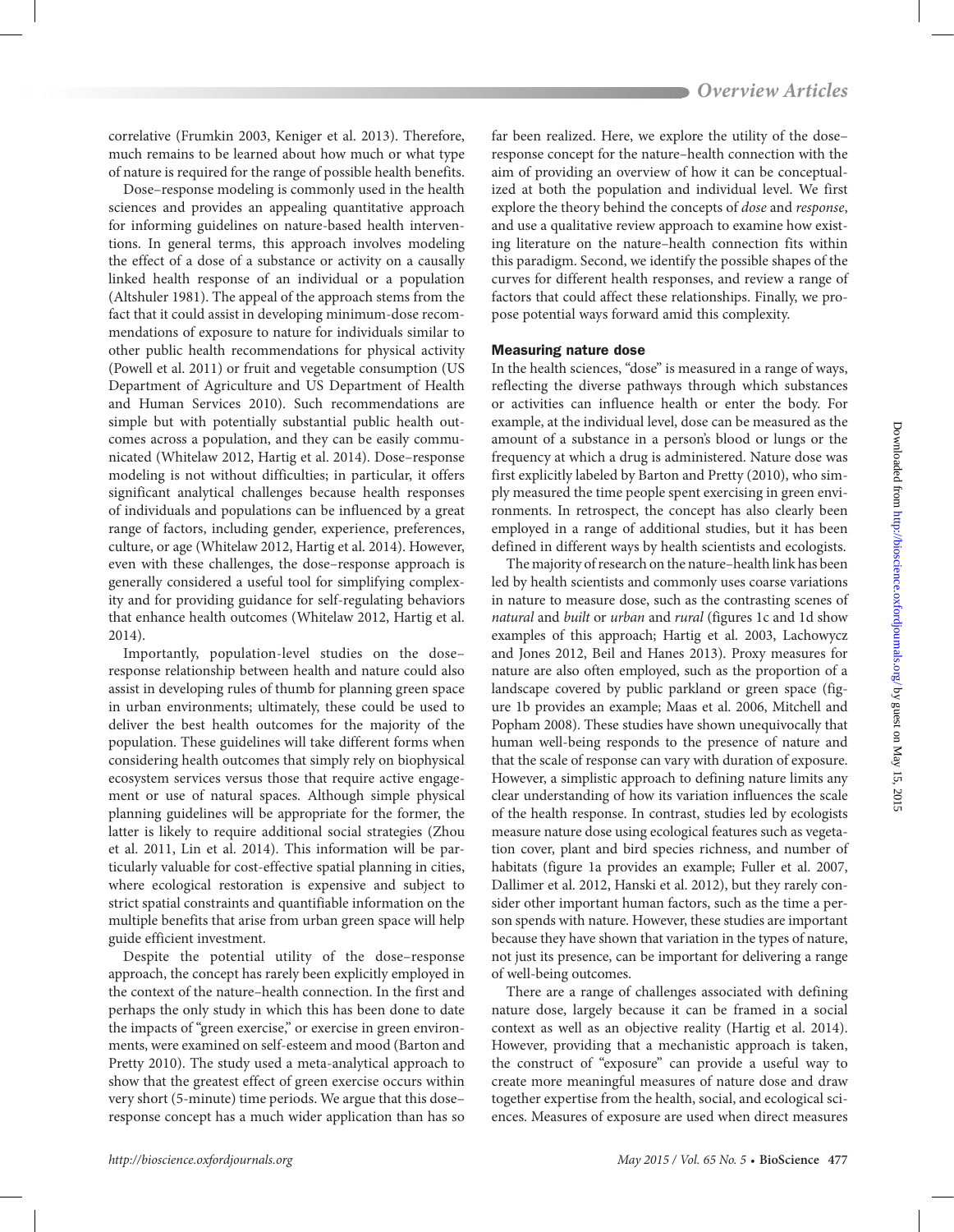correlative (Frumkin 2003, Keniger et al. 2013). Therefore, much remains to be learned about how much or what type of nature is required for the range of possible health benefits.

Dose–response modeling is commonly used in the health sciences and provides an appealing quantitative approach for informing guidelines on nature-based health interventions. In general terms, this approach involves modeling the effect of a dose of a substance or activity on a causally linked health response of an individual or a population (Altshuler 1981). The appeal of the approach stems from the fact that it could assist in developing minimum-dose recommendations of exposure to nature for individuals similar to other public health recommendations for physical activity (Powell et al. 2011) or fruit and vegetable consumption (US Department of Agriculture and US Department of Health and Human Services 2010). Such recommendations are simple but with potentially substantial public health outcomes across a population, and they can be easily communicated (Whitelaw 2012, Hartig et al. 2014). Dose–response modeling is not without difficulties; in particular, it offers significant analytical challenges because health responses of individuals and populations can be influenced by a great range of factors, including gender, experience, preferences, culture, or age (Whitelaw 2012, Hartig et al. 2014). However, even with these challenges, the dose–response approach is generally considered a useful tool for simplifying complexity and for providing guidance for self-regulating behaviors that enhance health outcomes (Whitelaw 2012, Hartig et al. 2014).

Importantly, population-level studies on the dose–response relationship between health and nature could also assist in developing rules of thumb for planning green space in urban environments; ultimately, these could be used to deliver the best health outcomes for the majority of the population. These guidelines will take different forms when considering health outcomes that simply rely on biophysical ecosystem services versus those that require active engagement or use of natural spaces. Although simple physical planning guidelines will be appropriate for the former, the latter is likely to require additional social strategies (Zhou et al. 2011, Lin et al. 2014). This information will be particularly valuable for cost-effective spatial planning in cities, where ecological restoration is expensive and subject to strict spatial constraints and quantifiable information on the multiple benefits that arise from urban green space will help guide efficient investment.

Despite the potential utility of the dose–response approach, the concept has rarely been explicitly employed in the context of the nature–health connection. In the first and perhaps the only study in which this has been done to date the impacts of "green exercise," or exercise in green environments, were examined on self-esteem and mood (Barton and Pretty 2010). The study used a meta-analytical approach to show that the greatest effect of green exercise occurs within very short (5-minute) time periods. We argue that this dose–response concept has a much wider application than has so far been realized. Here, we explore the utility of the dose–response concept for the nature–health connection with the aim of providing an overview of how it can be conceptualized at both the population and individual level. We first explore the theory behind the concepts of *dose* and *response*, and use a qualitative review approach to examine how existing literature on the nature–health connection fits within this paradigm. Second, we identify the possible shapes of the curves for different health responses, and review a range of factors that could affect these relationships. Finally, we propose potential ways forward amid this complexity.

## Measuring nature dose

In the health sciences, "dose" is measured in a range of ways, reflecting the diverse pathways through which substances or activities can influence health or enter the body. For example, at the individual level, dose can be measured as the amount of a substance in a person's blood or lungs or the frequency at which a drug is administered. Nature dose was first explicitly labeled by Barton and Pretty (2010), who simply measured the time people spent exercising in green environments. In retrospect, the concept has also clearly been employed in a range of additional studies, but it has been defined in different ways by health scientists and ecologists.

The majority of research on the nature–health link has been led by health scientists and commonly uses coarse variations in nature to measure dose, such as the contrasting scenes of *natural* and *built* or *urban* and *rural* (figures 1c and 1d show examples of this approach; Hartig et al. 2003, Lachowycz and Jones 2012, Beil and Hanes 2013). Proxy measures for nature are also often employed, such as the proportion of a landscape covered by public parkland or green space (figure 1b provides an example; Maas et al. 2006, Mitchell and Popham 2008). These studies have shown unequivocally that human well-being responds to the presence of nature and that the scale of response can vary with duration of exposure. However, a simplistic approach to defining nature limits any clear understanding of how its variation influences the scale of the health response. In contrast, studies led by ecologists measure nature dose using ecological features such as vegetation cover, plant and bird species richness, and number of habitats (figure 1a provides an example; Fuller et al. 2007, Dallimer et al. 2012, Hanski et al. 2012), but they rarely consider other important human factors, such as the time a person spends with nature. However, these studies are important because they have shown that variation in the types of nature, not just its presence, can be important for delivering a range of well-being outcomes.

There are a range of challenges associated with defining nature dose, largely because it can be framed in a social context as well as an objective reality (Hartig et al. 2014). However, providing that a mechanistic approach is taken, the construct of "exposure" can provide a useful way to create more meaningful measures of nature dose and draw together expertise from the health, social, and ecological sciences. Measures of exposure are used when direct measures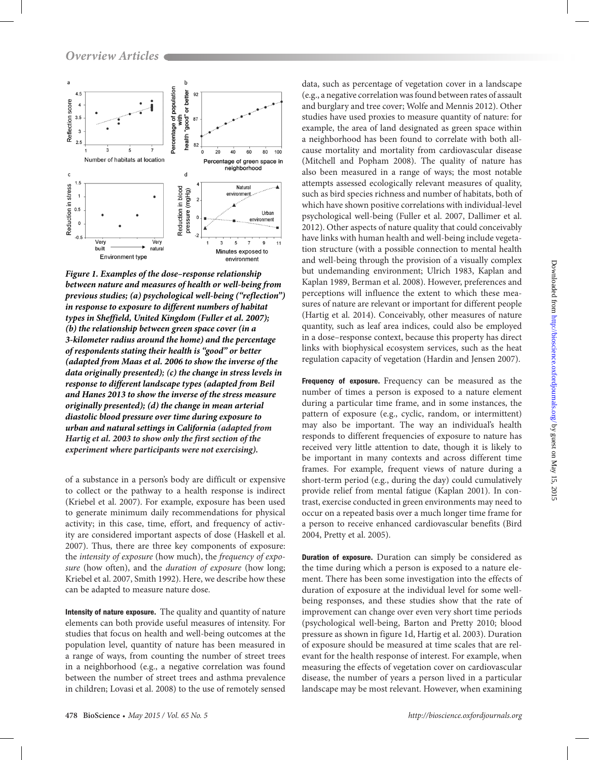*Figure 1. Examples of the dose–response relationship between nature and measures of health or well-being from previous studies; (a) psychological well-being ("reflection") in response to exposure to different numbers of habitat types in Sheffield, United Kingdom (Fuller et al. 2007); (b) the relationship between green space cover (in a 3-kilometer radius around the home) and the percentage of respondents stating their health is "good" or better (adapted from Maas et al. 2006 to show the inverse of the data originally presented); (c) the change in stress levels in response to different landscape types (adapted from Beil and Hanes 2013 to show the inverse of the stress measure originally presented); (d) the change in mean arterial diastolic blood pressure over time during exposure to urban and natural settings in California (adapted from Hartig et al. 2003 to show only the first section of the experiment where participants were not exercising).*

of a substance in a person's body are difficult or expensive to collect or the pathway to a health response is indirect (Kriebel et al. 2007). For example, exposure has been used to generate minimum daily recommendations for physical activity; in this case, time, effort, and frequency of activity are considered important aspects of dose (Haskell et al. 2007). Thus, there are three key components of exposure: the *intensity of exposure* (how much), the *frequency of exposure* (how often), and the *duration of exposure* (how long; Kriebel et al. 2007, Smith 1992). Here, we describe how these can be adapted to measure nature dose.

**Intensity of nature exposure.** The quality and quantity of nature elements can both provide useful measures of intensity. For studies that focus on health and well-being outcomes at the population level, quantity of nature has been measured in a range of ways, from counting the number of street trees in a neighborhood (e.g., a negative correlation was found between the number of street trees and asthma prevalence in children; Lovasi et al. 2008) to the use of remotely sensed data, such as percentage of vegetation cover in a landscape (e.g., a negative correlation was found between rates of assault and burglary and tree cover; Wolfe and Mennis 2012). Other studies have used proxies to measure quantity of nature: for example, the area of land designated as green space within a neighborhood has been found to correlate with both all-cause mortality and mortality from cardiovascular disease (Mitchell and Popham 2008). The quality of nature has also been measured in a range of ways; the most notable attempts assessed ecologically relevant measures of quality, such as bird species richness and number of habitats, both of which have shown positive correlations with individual-level psychological well-being (Fuller et al. 2007, Dallimer et al. 2012). Other aspects of nature quality that could conceivably have links with human health and well-being include vegetation structure (with a possible connection to mental health and well-being through the provision of a visually complex but undemanding environment; Ulrich 1983, Kaplan and Kaplan 1989, Berman et al. 2008). However, preferences and perceptions will influence the extent to which these measures of nature are relevant or important for different people (Hartig et al. 2014). Conceivably, other measures of nature quantity, such as leaf area indices, could also be employed in a dose–response context, because this property has direct links with biophysical ecosystem services, such as the heat regulation capacity of vegetation (Hardin and Jensen 2007).

**Frequency of exposure.** Frequency can be measured as the number of times a person is exposed to a nature element during a particular time frame, and in some instances, the pattern of exposure (e.g., cyclic, random, or intermittent) may also be important. The way an individual's health responds to different frequencies of exposure to nature has received very little attention to date, though it is likely to be important in many contexts and across different time frames. For example, frequent views of nature during a short-term period (e.g., during the day) could cumulatively provide relief from mental fatigue (Kaplan 2001). In contrast, exercise conducted in green environments may need to occur on a repeated basis over a much longer time frame for a person to receive enhanced cardiovascular benefits (Bird 2004, Pretty et al. 2005).

**Duration of exposure.** Duration can simply be considered as the time during which a person is exposed to a nature element. There has been some investigation into the effects of duration of exposure at the individual level for some well-being responses, and these studies show that the rate of improvement can change over even very short time periods (psychological well-being, Barton and Pretty 2010; blood pressure as shown in figure 1d, Hartig et al. 2003). Duration of exposure should be measured at time scales that are relevant for the health response of interest. For example, when measuring the effects of vegetation cover on cardiovascular disease, the number of years a person lived in a particular landscape may be most relevant. However, when examining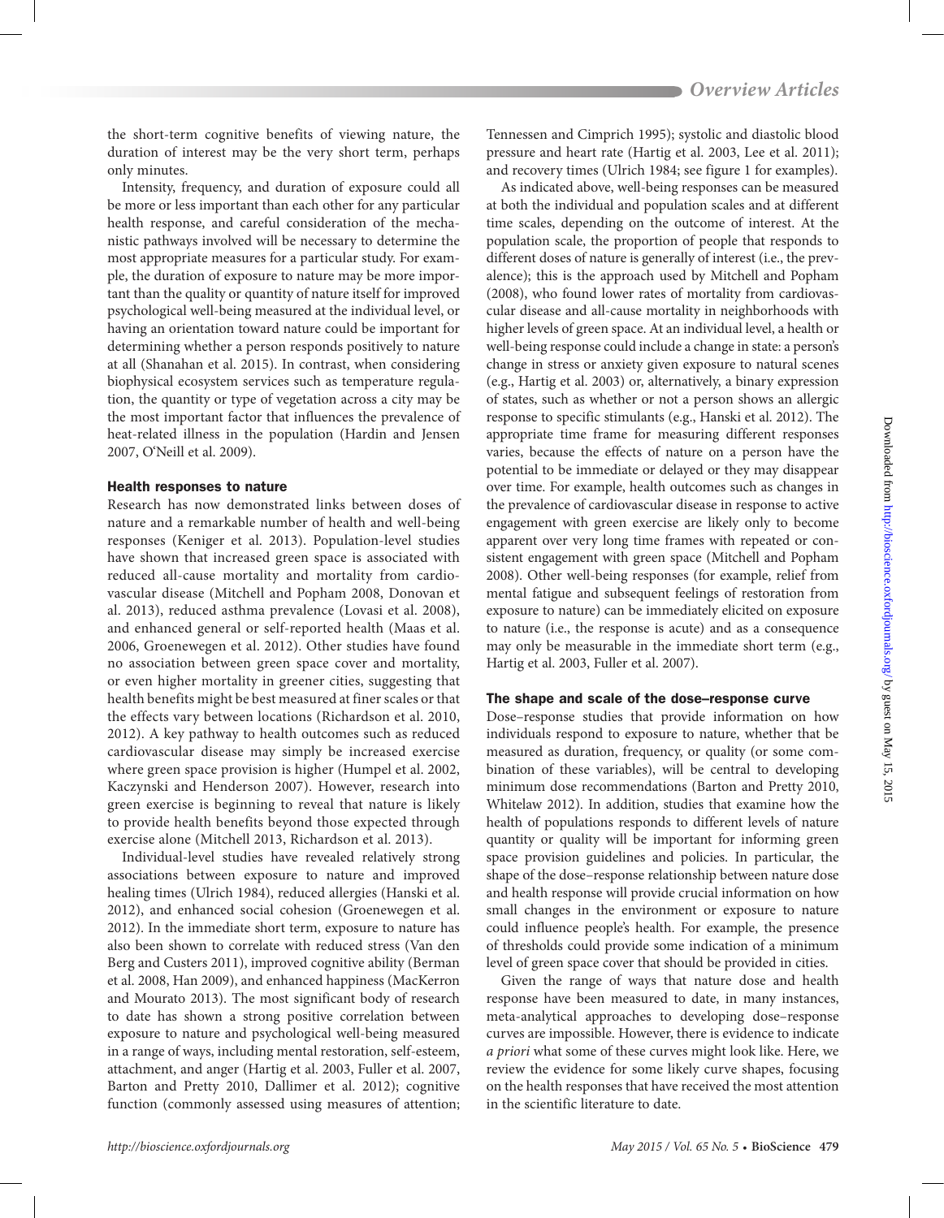the short-term cognitive benefits of viewing nature, the duration of interest may be the very short term, perhaps only minutes.

Intensity, frequency, and duration of exposure could all be more or less important than each other for any particular health response, and careful consideration of the mechanistic pathways involved will be necessary to determine the most appropriate measures for a particular study. For example, the duration of exposure to nature may be more important than the quality or quantity of nature itself for improved psychological well-being measured at the individual level, or having an orientation toward nature could be important for determining whether a person responds positively to nature at all (Shanahan et al. 2015). In contrast, when considering biophysical ecosystem services such as temperature regulation, the quantity or type of vegetation across a city may be the most important factor that influences the prevalence of heat-related illness in the population (Hardin and Jensen 2007, O'Neill et al. 2009).

### Health responses to nature

Research has now demonstrated links between doses of nature and a remarkable number of health and well-being responses (Keniger et al. 2013). Population-level studies have shown that increased green space is associated with reduced all-cause mortality and mortality from cardiovascular disease (Mitchell and Popham 2008, Donovan et al. 2013), reduced asthma prevalence (Lovasi et al. 2008), and enhanced general or self-reported health (Maas et al. 2006, Groenewegen et al. 2012). Other studies have found no association between green space cover and mortality, or even higher mortality in greener cities, suggesting that health benefits might be best measured at finer scales or that the effects vary between locations (Richardson et al. 2010, 2012). A key pathway to health outcomes such as reduced cardiovascular disease may simply be increased exercise where green space provision is higher (Humpel et al. 2002, Kaczynski and Henderson 2007). However, research into green exercise is beginning to reveal that nature is likely to provide health benefits beyond those expected through exercise alone (Mitchell 2013, Richardson et al. 2013).

Individual-level studies have revealed relatively strong associations between exposure to nature and improved healing times (Ulrich 1984), reduced allergies (Hanski et al. 2012), and enhanced social cohesion (Groenewegen et al. 2012). In the immediate short term, exposure to nature has also been shown to correlate with reduced stress (Van den Berg and Custers 2011), improved cognitive ability (Berman et al. 2008, Han 2009), and enhanced happiness (MacKerron and Mourato 2013). The most significant body of research to date has shown a strong positive correlation between exposure to nature and psychological well-being measured in a range of ways, including mental restoration, self-esteem, attachment, and anger (Hartig et al. 2003, Fuller et al. 2007, Barton and Pretty 2010, Dallimer et al. 2012); cognitive function (commonly assessed using measures of attention; Tennessen and Cimprich 1995); systolic and diastolic blood pressure and heart rate (Hartig et al. 2003, Lee et al. 2011); and recovery times (Ulrich 1984; see figure 1 for examples).

As indicated above, well-being responses can be measured at both the individual and population scales and at different time scales, depending on the outcome of interest. At the population scale, the proportion of people that responds to different doses of nature is generally of interest (i.e., the prevalence); this is the approach used by Mitchell and Popham (2008), who found lower rates of mortality from cardiovascular disease and all-cause mortality in neighborhoods with higher levels of green space. At an individual level, a health or well-being response could include a change in state: a person's change in stress or anxiety given exposure to natural scenes (e.g., Hartig et al. 2003) or, alternatively, a binary expression of states, such as whether or not a person shows an allergic response to specific stimulants (e.g., Hanski et al. 2012). The appropriate time frame for measuring different responses varies, because the effects of nature on a person have the potential to be immediate or delayed or they may disappear over time. For example, health outcomes such as changes in the prevalence of cardiovascular disease in response to active engagement with green exercise are likely only to become apparent over very long time frames with repeated or consistent engagement with green space (Mitchell and Popham 2008). Other well-being responses (for example, relief from mental fatigue and subsequent feelings of restoration from exposure to nature) can be immediately elicited on exposure to nature (i.e., the response is acute) and as a consequence may only be measurable in the immediate short term (e.g., Hartig et al. 2003, Fuller et al. 2007).

### The shape and scale of the dose–response curve

Dose–response studies that provide information on how individuals respond to exposure to nature, whether that be measured as duration, frequency, or quality (or some combination of these variables), will be central to developing minimum dose recommendations (Barton and Pretty 2010, Whitelaw 2012). In addition, studies that examine how the health of populations responds to different levels of nature quantity or quality will be important for informing green space provision guidelines and policies. In particular, the shape of the dose–response relationship between nature dose and health response will provide crucial information on how small changes in the environment or exposure to nature could influence people's health. For example, the presence of thresholds could provide some indication of a minimum level of green space cover that should be provided in cities.

Given the range of ways that nature dose and health response have been measured to date, in many instances, meta-analytical approaches to developing dose–response curves are impossible. However, there is evidence to indicate *a priori* what some of these curves might look like. Here, we review the evidence for some likely curve shapes, focusing on the health responses that have received the most attention in the scientific literature to date.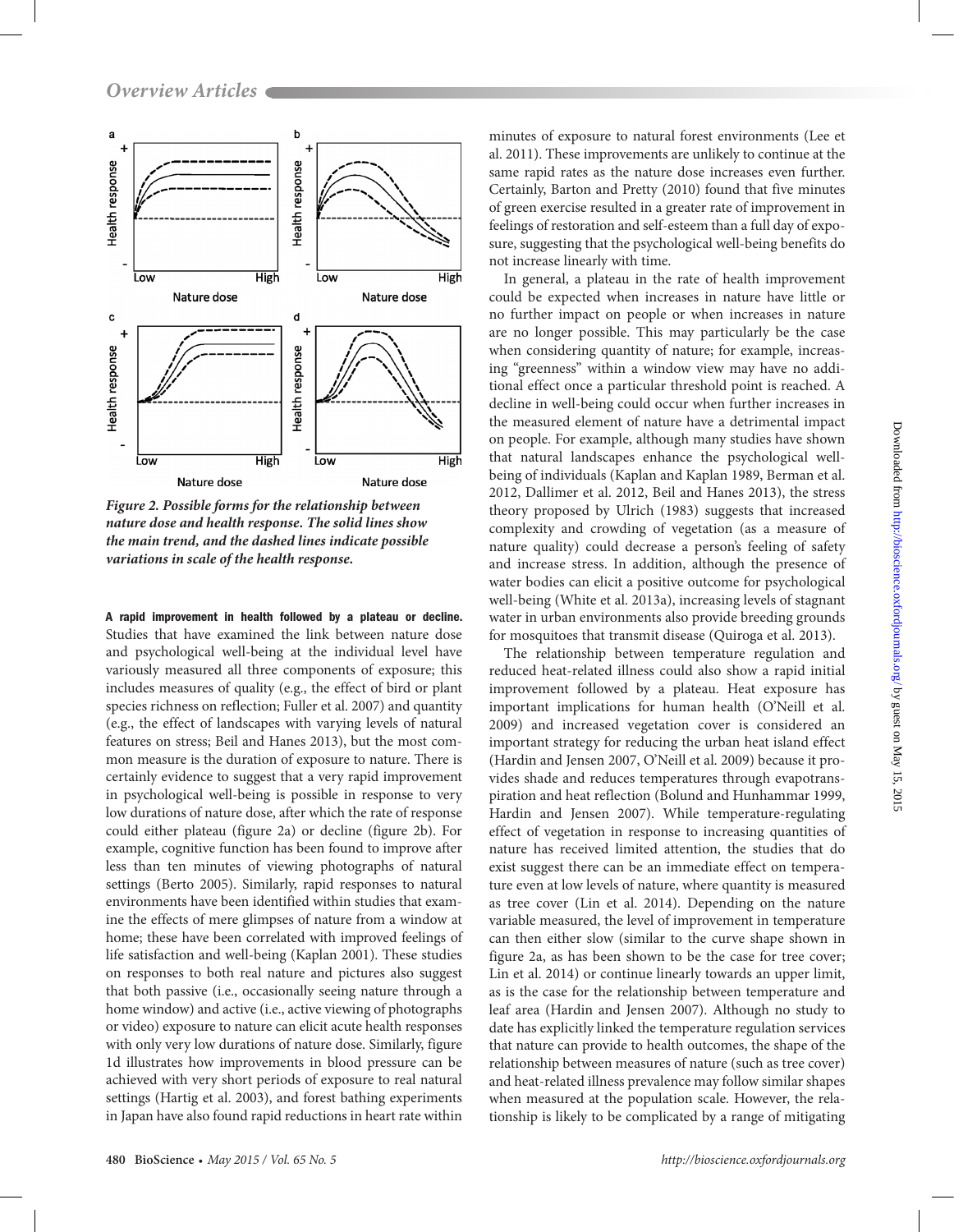Figure 2. Possible forms for the relationship between nature dose and health response. The solid lines show the main trend, and the dashed lines indicate possible variations in scale of the health response.

**A rapid improvement in health followed by a plateau or decline.** Studies that have examined the link between nature dose and psychological well-being at the individual level have variously measured all three components of exposure; this includes measures of quality (e.g., the effect of bird or plant species richness on reflection; Fuller et al. 2007) and quantity (e.g., the effect of landscapes with varying levels of natural features on stress; Beil and Hanes 2013), but the most common measure is the duration of exposure to nature. There is certainly evidence to suggest that a very rapid improvement in psychological well-being is possible in response to very low durations of nature dose, after which the rate of response could either plateau (figure 2a) or decline (figure 2b). For example, cognitive function has been found to improve after less than ten minutes of viewing photographs of natural settings (Berto 2005). Similarly, rapid responses to natural environments have been identified within studies that examine the effects of mere glimpses of nature from a window at home; these have been correlated with improved feelings of life satisfaction and well-being (Kaplan 2001). These studies on responses to both real nature and pictures also suggest that both passive (i.e., occasionally seeing nature through a home window) and active (i.e., active viewing of photographs or video) exposure to nature can elicit acute health responses with only very low durations of nature dose. Similarly, figure 1d illustrates how improvements in blood pressure can be achieved with very short periods of exposure to real natural settings (Hartig et al. 2003), and forest bathing experiments in Japan have also found rapid reductions in heart rate within minutes of exposure to natural forest environments (Lee et al. 2011). These improvements are unlikely to continue at the same rapid rates as the nature dose increases even further. Certainly, Barton and Pretty (2010) found that five minutes of green exercise resulted in a greater rate of improvement in feelings of restoration and self-esteem than a full day of exposure, suggesting that the psychological well-being benefits do not increase linearly with time.

In general, a plateau in the rate of health improvement could be expected when increases in nature have little or no further impact on people or when increases in nature are no longer possible. This may particularly be the case when considering quantity of nature; for example, increasing "greenness" within a window view may have no additional effect once a particular threshold point is reached. A decline in well-being could occur when further increases in the measured element of nature have a detrimental impact on people. For example, although many studies have shown that natural landscapes enhance the psychological well-being of individuals (Kaplan and Kaplan 1989, Berman et al. 2012, Dallimer et al. 2012, Beil and Hanes 2013), the stress theory proposed by Ulrich (1983) suggests that increased complexity and crowding of vegetation (as a measure of nature quality) could decrease a person's feeling of safety and increase stress. In addition, although the presence of water bodies can elicit a positive outcome for psychological well-being (White et al. 2013a), increasing levels of stagnant water in urban environments also provide breeding grounds for mosquitoes that transmit disease (Quiroga et al. 2013).

The relationship between temperature regulation and reduced heat-related illness could also show a rapid initial improvement followed by a plateau. Heat exposure has important implications for human health (O'Neill et al. 2009) and increased vegetation cover is considered an important strategy for reducing the urban heat island effect (Hardin and Jensen 2007, O'Neill et al. 2009) because it provides shade and reduces temperatures through evapotranspiration and heat reflection (Bolund and Hunhammar 1999, Hardin and Jensen 2007). While temperature-regulating effect of vegetation in response to increasing quantities of nature has received limited attention, the studies that do exist suggest there can be an immediate effect on temperature even at low levels of nature, where quantity is measured as tree cover (Lin et al. 2014). Depending on the nature variable measured, the level of improvement in temperature can then either slow (similar to the curve shape shown in figure 2a, as has been shown to be the case for tree cover; Lin et al. 2014) or continue linearly towards an upper limit, as is the case for the relationship between temperature and leaf area (Hardin and Jensen 2007). Although no study to date has explicitly linked the temperature regulation services that nature can provide to health outcomes, the shape of the relationship between measures of nature (such as tree cover) and heat-related illness prevalence may follow similar shapes when measured at the population scale. However, the relationship is likely to be complicated by a range of mitigating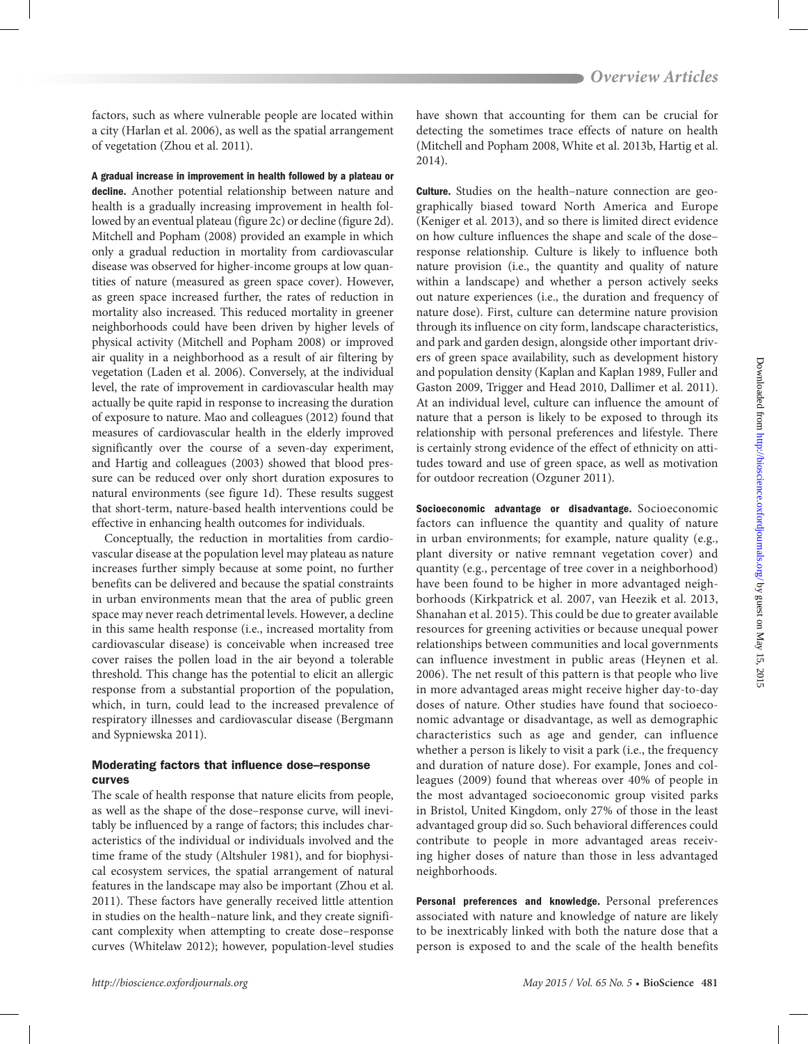factors, such as where vulnerable people are located within a city (Harlan et al. 2006), as well as the spatial arrangement of vegetation (Zhou et al. 2011).

**A gradual increase in improvement in health followed by a plateau or decline.** Another potential relationship between nature and health is a gradually increasing improvement in health followed by an eventual plateau (figure 2c) or decline (figure 2d). Mitchell and Popham (2008) provided an example in which only a gradual reduction in mortality from cardiovascular disease was observed for higher-income groups at low quantities of nature (measured as green space cover). However, as green space increased further, the rates of reduction in mortality also increased. This reduced mortality in greener neighborhoods could have been driven by higher levels of physical activity (Mitchell and Popham 2008) or improved air quality in a neighborhood as a result of air filtering by vegetation (Laden et al. 2006). Conversely, at the individual level, the rate of improvement in cardiovascular health may actually be quite rapid in response to increasing the duration of exposure to nature. Mao and colleagues (2012) found that measures of cardiovascular health in the elderly improved significantly over the course of a seven-day experiment, and Hartig and colleagues (2003) showed that blood pressure can be reduced over only short duration exposures to natural environments (see figure 1d). These results suggest that short-term, nature-based health interventions could be effective in enhancing health outcomes for individuals.

Conceptually, the reduction in mortalities from cardiovascular disease at the population level may plateau as nature increases further simply because at some point, no further benefits can be delivered and because the spatial constraints in urban environments mean that the area of public green space may never reach detrimental levels. However, a decline in this same health response (i.e., increased mortality from cardiovascular disease) is conceivable when increased tree cover raises the pollen load in the air beyond a tolerable threshold. This change has the potential to elicit an allergic response from a substantial proportion of the population, which, in turn, could lead to the increased prevalence of respiratory illnesses and cardiovascular disease (Bergmann and Sypniewska 2011).

## Moderating factors that influence dose–response curves

The scale of health response that nature elicits from people, as well as the shape of the dose–response curve, will inevitably be influenced by a range of factors; this includes characteristics of the individual or individuals involved and the time frame of the study (Altshuler 1981), and for biophysical ecosystem services, the spatial arrangement of natural features in the landscape may also be important (Zhou et al. 2011). These factors have generally received little attention in studies on the health–nature link, and they create significant complexity when attempting to create dose–response curves (Whitelaw 2012); however, population-level studies have shown that accounting for them can be crucial for detecting the sometimes trace effects of nature on health (Mitchell and Popham 2008, White et al. 2013b, Hartig et al. 2014).

**Culture.** Studies on the health–nature connection are geographically biased toward North America and Europe (Keniger et al. 2013), and so there is limited direct evidence on how culture influences the shape and scale of the dose–response relationship. Culture is likely to influence both nature provision (i.e., the quantity and quality of nature within a landscape) and whether a person actively seeks out nature experiences (i.e., the duration and frequency of nature dose). First, culture can determine nature provision through its influence on city form, landscape characteristics, and park and garden design, alongside other important drivers of green space availability, such as development history and population density (Kaplan and Kaplan 1989, Fuller and Gaston 2009, Trigger and Head 2010, Dallimer et al. 2011). At an individual level, culture can influence the amount of nature that a person is likely to be exposed to through its relationship with personal preferences and lifestyle. There is certainly strong evidence of the effect of ethnicity on attitudes toward and use of green space, as well as motivation for outdoor recreation (Ozguner 2011).

**Socioeconomic advantage or disadvantage.** Socioeconomic factors can influence the quantity and quality of nature in urban environments; for example, nature quality (e.g., plant diversity or native remnant vegetation cover) and quantity (e.g., percentage of tree cover in a neighborhood) have been found to be higher in more advantaged neighborhoods (Kirkpatrick et al. 2007, van Heezik et al. 2013, Shanahan et al. 2015). This could be due to greater available resources for greening activities or because unequal power relationships between communities and local governments can influence investment in public areas (Heynen et al. 2006). The net result of this pattern is that people who live in more advantaged areas might receive higher day-to-day doses of nature. Other studies have found that socioeconomic advantage or disadvantage, as well as demographic characteristics such as age and gender, can influence whether a person is likely to visit a park (i.e., the frequency and duration of nature dose). For example, Jones and colleagues (2009) found that whereas over 40% of people in the most advantaged socioeconomic group visited parks in Bristol, United Kingdom, only 27% of those in the least advantaged group did so. Such behavioral differences could contribute to people in more advantaged areas receiving higher doses of nature than those in less advantaged neighborhoods.

**Personal preferences and knowledge.** Personal preferences associated with nature and knowledge of nature are likely to be inextricably linked with both the nature dose that a person is exposed to and the scale of the health benefits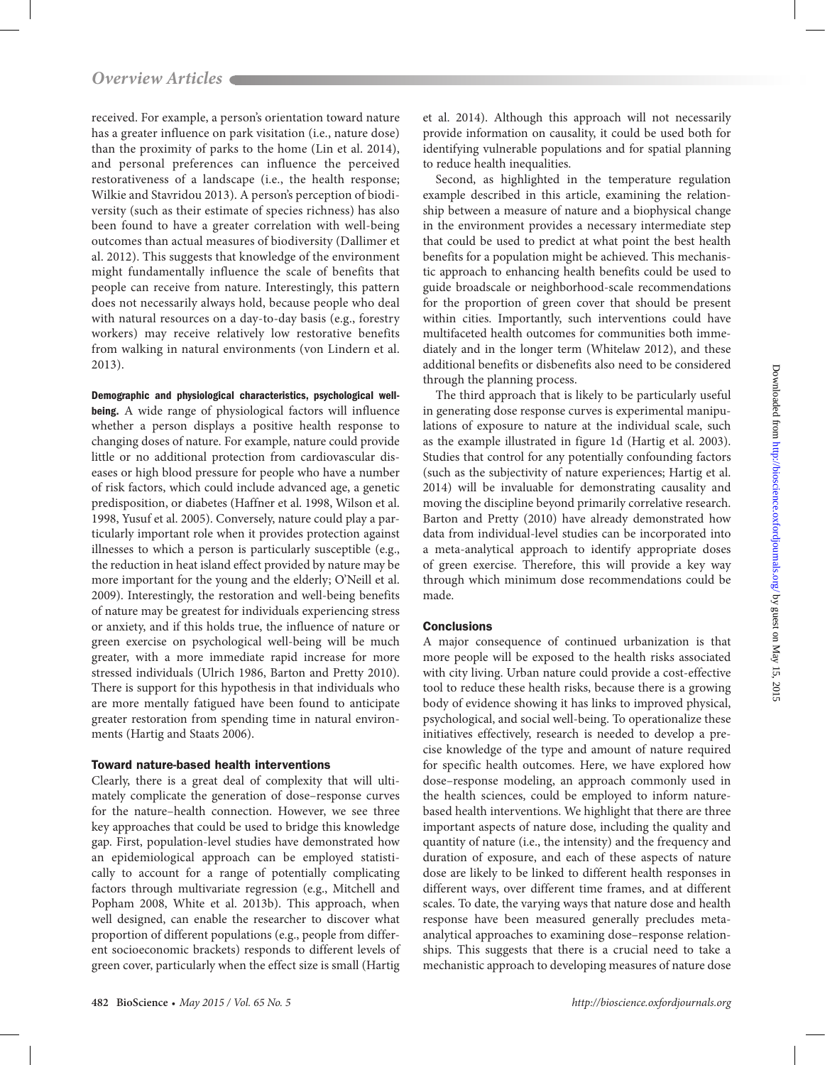received. For example, a person's orientation toward nature has a greater influence on park visitation (i.e., nature dose) than the proximity of parks to the home (Lin et al. 2014), and personal preferences can influence the perceived restorativeness of a landscape (i.e., the health response; Wilkie and Stavridou 2013). A person's perception of biodiversity (such as their estimate of species richness) has also been found to have a greater correlation with well-being outcomes than actual measures of biodiversity (Dallimer et al. 2012). This suggests that knowledge of the environment might fundamentally influence the scale of benefits that people can receive from nature. Interestingly, this pattern does not necessarily always hold, because people who deal with natural resources on a day-to-day basis (e.g., forestry workers) may receive relatively low restorative benefits from walking in natural environments (von Lindern et al. 2013).

**Demographic and physiological characteristics, psychological well-being.** A wide range of physiological factors will influence whether a person displays a positive health response to changing doses of nature. For example, nature could provide little or no additional protection from cardiovascular diseases or high blood pressure for people who have a number of risk factors, which could include advanced age, a genetic predisposition, or diabetes (Haffner et al. 1998, Wilson et al. 1998, Yusuf et al. 2005). Conversely, nature could play a particularly important role when it provides protection against illnesses to which a person is particularly susceptible (e.g., the reduction in heat island effect provided by nature may be more important for the young and the elderly; O'Neill et al. 2009). Interestingly, the restoration and well-being benefits of nature may be greatest for individuals experiencing stress or anxiety, and if this holds true, the influence of nature or green exercise on psychological well-being will be much greater, with a more immediate rapid increase for more stressed individuals (Ulrich 1986, Barton and Pretty 2010). There is support for this hypothesis in that individuals who are more mentally fatigued have been found to anticipate greater restoration from spending time in natural environments (Hartig and Staats 2006).

## Toward nature-based health interventions

Clearly, there is a great deal of complexity that will ultimately complicate the generation of dose–response curves for the nature–health connection. However, we see three key approaches that could be used to bridge this knowledge gap. First, population-level studies have demonstrated how an epidemiological approach can be employed statistically to account for a range of potentially complicating factors through multivariate regression (e.g., Mitchell and Popham 2008, White et al. 2013b). This approach, when well designed, can enable the researcher to discover what proportion of different populations (e.g., people from different socioeconomic brackets) responds to different levels of green cover, particularly when the effect size is small (Hartig et al. 2014). Although this approach will not necessarily provide information on causality, it could be used both for identifying vulnerable populations and for spatial planning to reduce health inequalities.

Second, as highlighted in the temperature regulation example described in this article, examining the relationship between a measure of nature and a biophysical change in the environment provides a necessary intermediate step that could be used to predict at what point the best health benefits for a population might be achieved. This mechanistic approach to enhancing health benefits could be used to guide broadscale or neighborhood-scale recommendations for the proportion of green cover that should be present within cities. Importantly, such interventions could have multifaceted health outcomes for communities both immediately and in the longer term (Whitelaw 2012), and these additional benefits or disbenefits also need to be considered through the planning process.

The third approach that is likely to be particularly useful in generating dose response curves is experimental manipulations of exposure to nature at the individual scale, such as the example illustrated in figure 1d (Hartig et al. 2003). Studies that control for any potentially confounding factors (such as the subjectivity of nature experiences; Hartig et al. 2014) will be invaluable for demonstrating causality and moving the discipline beyond primarily correlative research. Barton and Pretty (2010) have already demonstrated how data from individual-level studies can be incorporated into a meta-analytical approach to identify appropriate doses of green exercise. Therefore, this will provide a key way through which minimum dose recommendations could be made.

## Conclusions

A major consequence of continued urbanization is that more people will be exposed to the health risks associated with city living. Urban nature could provide a cost-effective tool to reduce these health risks, because there is a growing body of evidence showing it has links to improved physical, psychological, and social well-being. To operationalize these initiatives effectively, research is needed to develop a precise knowledge of the type and amount of nature required for specific health outcomes. Here, we have explored how dose–response modeling, an approach commonly used in the health sciences, could be employed to inform nature-based health interventions. We highlight that there are three important aspects of nature dose, including the quality and quantity of nature (i.e., the intensity) and the frequency and duration of exposure, and each of these aspects of nature dose are likely to be linked to different health responses in different ways, over different time frames, and at different scales. To date, the varying ways that nature dose and health response have been measured generally precludes meta-analytical approaches to examining dose–response relationships. This suggests that there is a crucial need to take a mechanistic approach to developing measures of nature dose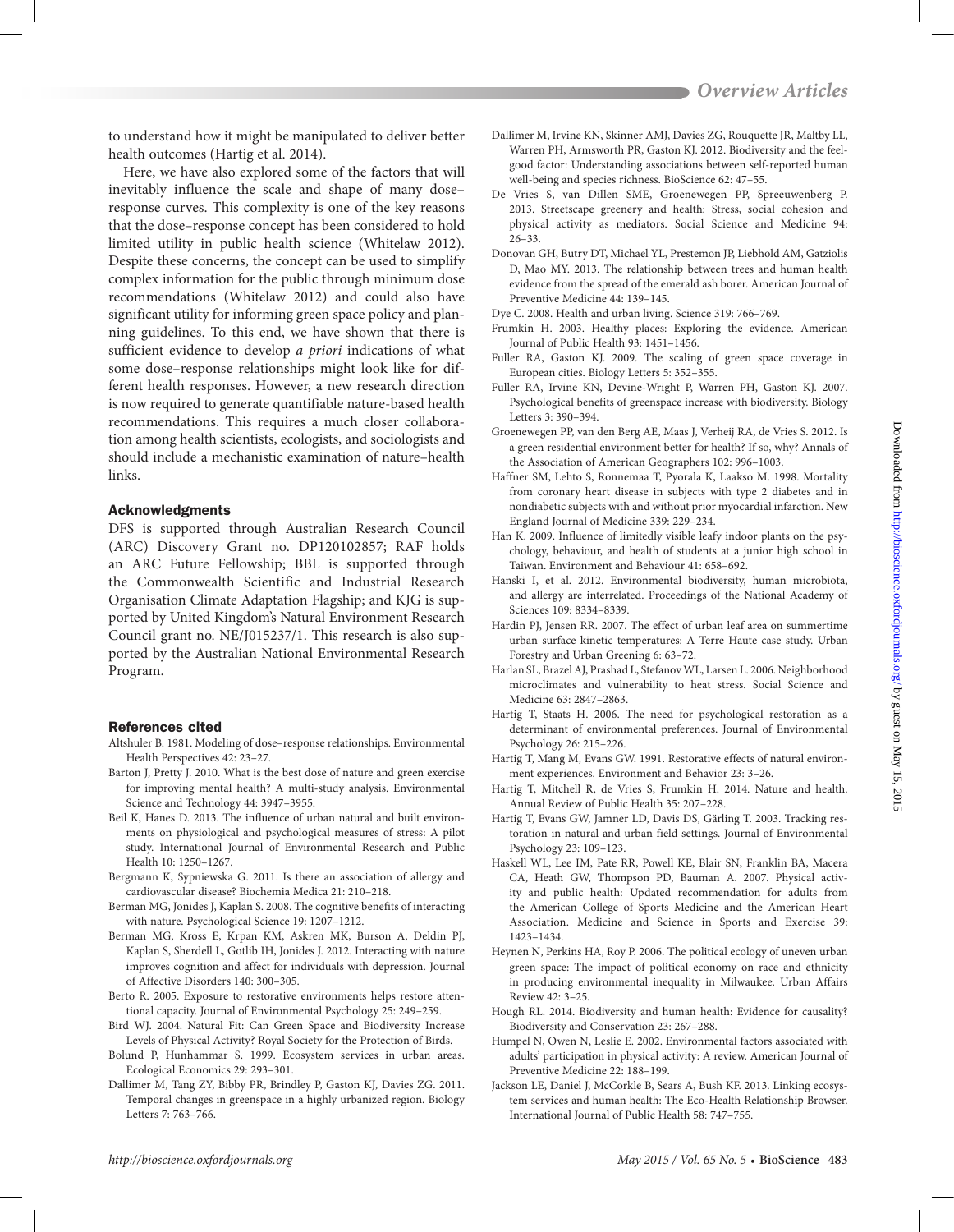to understand how it might be manipulated to deliver better health outcomes (Hartig et al. 2014).

Here, we have also explored some of the factors that will inevitably influence the scale and shape of many dose–response curves. This complexity is one of the key reasons that the dose–response concept has been considered to hold limited utility in public health science (Whitelaw 2012). Despite these concerns, the concept can be used to simplify complex information for the public through minimum dose recommendations (Whitelaw 2012) and could also have significant utility for informing green space policy and planning guidelines. To this end, we have shown that there is sufficient evidence to develop *a priori* indications of what some dose–response relationships might look like for different health responses. However, a new research direction is now required to generate quantifiable nature-based health recommendations. This requires a much closer collaboration among health scientists, ecologists, and sociologists and should include a mechanistic examination of nature–health links.

## Acknowledgments

DFS is supported through Australian Research Council (ARC) Discovery Grant no. DP120102857; RAF holds an ARC Future Fellowship; BBL is supported through the Commonwealth Scientific and Industrial Research Organisation Climate Adaptation Flagship; and KJG is supported by United Kingdom's Natural Environment Research Council grant no. NE/J015237/1. This research is also supported by the Australian National Environmental Research Program.

## References cited

Altshuler B. 1981. Modeling of dose–response relationships. Environmental Health Perspectives 42: 23–27.

Barton J, Pretty J. 2010. What is the best dose of nature and green exercise for improving mental health? A multi-study analysis. Environmental Science and Technology 44: 3947–3955.

Beil K, Hanes D. 2013. The influence of urban natural and built environments on physiological and psychological measures of stress: A pilot study. International Journal of Environmental Research and Public Health 10: 1250–1267.

Bergmann K, Sypniewska G. 2011. Is there an association of allergy and cardiovascular disease? Biochemia Medica 21: 210–218.

Berman MG, Jonides J, Kaplan S. 2008. The cognitive benefits of interacting with nature. Psychological Science 19: 1207–1212.

Berman MG, Kross E, Krpan KM, Askren MK, Burson A, Deldin PJ, Kaplan S, Sherdell L, Gotlib IH, Jonides J. 2012. Interacting with nature improves cognition and affect for individuals with depression. Journal of Affective Disorders 140: 300–305.

Berto R. 2005. Exposure to restorative environments helps restore attentional capacity. Journal of Environmental Psychology 25: 249–259.

Bird WJ. 2004. Natural Fit: Can Green Space and Biodiversity Increase Levels of Physical Activity? Royal Society for the Protection of Birds.

Bolund P, Hunhammar S. 1999. Ecosystem services in urban areas. Ecological Economics 29: 293–301.

Dallimer M, Tang ZY, Bibby PR, Brindley P, Gaston KJ, Davies ZG. 2011. Temporal changes in greenspace in a highly urbanized region. Biology Letters 7: 763–766.

Dallimer M, Irvine KN, Skinner AMJ, Davies ZG, Rouquette JR, Maltby LL, Warren PH, Armsworth PR, Gaston KJ. 2012. Biodiversity and the feel-good factor: Understanding associations between self-reported human well-being and species richness. BioScience 62: 47–55.

De Vries S, van Dillen SME, Groenewegen PP, Spreeuwenberg P. 2013. Streetscape greenery and health: Stress, social cohesion and physical activity as mediators. Social Science and Medicine 94: 26–33.

Donovan GH, Butry DT, Michael YL, Prestemon JP, Liebhold AM, Gatziolis D, Mao MY. 2013. The relationship between trees and human health evidence from the spread of the emerald ash borer. American Journal of Preventive Medicine 44: 139–145.

Dye C. 2008. Health and urban living. Science 319: 766–769.

Frumkin H. 2003. Healthy places: Exploring the evidence. American Journal of Public Health 93: 1451–1456.

Fuller RA, Gaston KJ. 2009. The scaling of green space coverage in European cities. Biology Letters 5: 352–355.

Fuller RA, Irvine KN, Devine-Wright P, Warren PH, Gaston KJ. 2007. Psychological benefits of greenspace increase with biodiversity. Biology Letters 3: 390–394.

Groenewegen PP, van den Berg AE, Maas J, Verheij RA, de Vries S. 2012. Is a green residential environment better for health? If so, why? Annals of the Association of American Geographers 102: 996–1003.

Haffner SM, Lehto S, Ronnemaa T, Pyorala K, Laakso M. 1998. Mortality from coronary heart disease in subjects with type 2 diabetes and in nondiabetic subjects with and without prior myocardial infarction. New England Journal of Medicine 339: 229–234.

Han K. 2009. Influence of limitedly visible leafy indoor plants on the psychology, behaviour, and health of students at a junior high school in Taiwan. Environment and Behaviour 41: 658–692.

Hanski I, et al. 2012. Environmental biodiversity, human microbiota, and allergy are interrelated. Proceedings of the National Academy of Sciences 109: 8334–8339.

Hardin PJ, Jensen RR. 2007. The effect of urban leaf area on summertime urban surface kinetic temperatures: A Terre Haute case study. Urban Forestry and Urban Greening 6: 63–72.

Harlan SL, Brazel AJ, Prashad L, Stefanov WL, Larsen L. 2006. Neighborhood microclimates and vulnerability to heat stress. Social Science and Medicine 63: 2847–2863.

Hartig T, Staats H. 2006. The need for psychological restoration as a determinant of environmental preferences. Journal of Environmental Psychology 26: 215–226.

Hartig T, Mang M, Evans GW. 1991. Restorative effects of natural environment experiences. Environment and Behavior 23: 3–26.

Hartig T, Mitchell R, de Vries S, Frumkin H. 2014. Nature and health. Annual Review of Public Health 35: 207–228.

Hartig T, Evans GW, Jamner LD, Davis DS, Gärling T. 2003. Tracking restoration in natural and urban field settings. Journal of Environmental Psychology 23: 109–123.

Haskell WL, Lee IM, Pate RR, Powell KE, Blair SN, Franklin BA, Macera CA, Heath GW, Thompson PD, Bauman A. 2007. Physical activity and public health: Updated recommendation for adults from the American College of Sports Medicine and the American Heart Association. Medicine and Science in Sports and Exercise 39: 1423–1434.

Heynen N, Perkins HA, Roy P. 2006. The political ecology of uneven urban green space: The impact of political economy on race and ethnicity in producing environmental inequality in Milwaukee. Urban Affairs Review 42: 3–25.

Hough RL. 2014. Biodiversity and human health: Evidence for causality? Biodiversity and Conservation 23: 267–288.

Humpel N, Owen N, Leslie E. 2002. Environmental factors associated with adults' participation in physical activity: A review. American Journal of Preventive Medicine 22: 188–199.

Jackson LE, Daniel J, McCorkle B, Sears A, Bush KF. 2013. Linking ecosystem services and human health: The Eco-Health Relationship Browser. International Journal of Public Health 58: 747–755.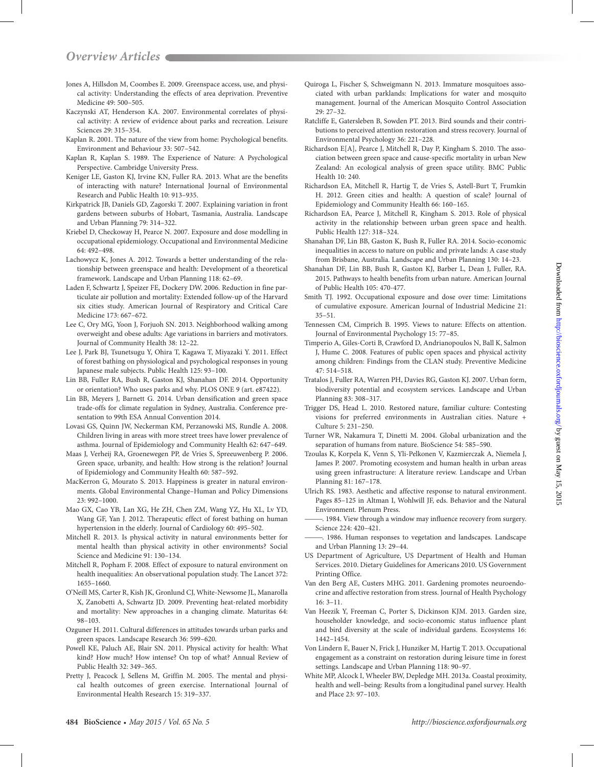Jones A, Hillsdon M, Coombes E. 2009. Greenspace access, use, and physical activity: Understanding the effects of area deprivation. Preventive Medicine 49: 500–505.

Kaczynski AT, Henderson KA. 2007. Environmental correlates of physical activity: A review of evidence about parks and recreation. Leisure Sciences 29: 315–354.

Kaplan R. 2001. The nature of the view from home: Psychological benefits. Environment and Behaviour 33: 507–542.

Kaplan R, Kaplan S. 1989. The Experience of Nature: A Psychological Perspective. Cambridge University Press.

Keniger LE, Gaston KJ, Irvine KN, Fuller RA. 2013. What are the benefits of interacting with nature? International Journal of Environmental Research and Public Health 10: 913–935.

Kirkpatrick JB, Daniels GD, Zagorski T. 2007. Explaining variation in front gardens between suburbs of Hobart, Tasmania, Australia. Landscape and Urban Planning 79: 314–322.

Kriebel D, Checkoway H, Pearce N. 2007. Exposure and dose modelling in occupational epidemiology. Occupational and Environmental Medicine 64: 492–498.

Lachowycz K, Jones A. 2012. Towards a better understanding of the relationship between greenspace and health: Development of a theoretical framework. Landscape and Urban Planning 118: 62–69.

Laden F, Schwartz J, Speizer FE, Dockery DW. 2006. Reduction in fine particulate air pollution and mortality: Extended follow-up of the Harvard six cities study. American Journal of Respiratory and Critical Care Medicine 173: 667–672.

Lee C, Ory MG, Yoon J, Forjuoh SN. 2013. Neighborhood walking among overweight and obese adults: Age variations in barriers and motivators. Journal of Community Health 38: 12–22.

Lee J, Park BJ, Tsunetsugu Y, Ohira T, Kagawa T, Miyazaki Y. 2011. Effect of forest bathing on physiological and psychological responses in young Japanese male subjects. Public Health 125: 93–100.

Lin BB, Fuller RA, Bush R, Gaston KJ, Shanahan DF. 2014. Opportunity or orientation? Who uses parks and why. PLOS ONE 9 (art. e87422).

Lin BB, Meyers J, Barnett G. 2014. Urban densification and green space trade-offs for climate regulation in Sydney, Australia. Conference presentation to 99th ESA Annual Convention 2014.

Lovasi GS, Quinn JW, Neckerman KM, Perzanowski MS, Rundle A. 2008. Children living in areas with more street trees have lower prevalence of asthma. Journal of Epidemiology and Community Health 62: 647–649.

Maas J, Verheij RA, Groenewegen PP, de Vries S, Spreeuwenberg P. 2006. Green space, urbanity, and health: How strong is the relation? Journal of Epidemiology and Community Health 60: 587–592.

MacKerron G, Mourato S. 2013. Happiness is greater in natural environments. Global Environmental Change–Human and Policy Dimensions 23: 992–1000.

Mao GX, Cao YB, Lan XG, He ZH, Chen ZM, Wang YZ, Hu XL, Lv YD, Wang GF, Yan J. 2012. Therapeutic effect of forest bathing on human hypertension in the elderly. Journal of Cardiology 60: 495–502.

Mitchell R. 2013. Is physical activity in natural environments better for mental health than physical activity in other environments? Social Science and Medicine 91: 130–134.

Mitchell R, Popham F. 2008. Effect of exposure to natural environment on health inequalities: An observational population study. The Lancet 372: 1655–1660.

O'Neill MS, Carter R, Kish JK, Gronlund CJ, White-Newsome JL, Manarolla X, Zanobetti A, Schwartz JD. 2009. Preventing heat-related morbidity and mortality: New approaches in a changing climate. Maturitas 64: 98–103.

Ozguner H. 2011. Cultural differences in attitudes towards urban parks and green spaces. Landscape Research 36: 599–620.

Powell KE, Paluch AE, Blair SN. 2011. Physical activity for health: What kind? How much? How intense? On top of what? Annual Review of Public Health 32: 349–365.

Pretty J, Peacock J, Sellens M, Griffin M. 2005. The mental and physical health outcomes of green exercise. International Journal of Environmental Health Research 15: 319–337.

Quiroga L, Fischer S, Schweigmann N. 2013. Immature mosquitoes associated with urban parklands: Implications for water and mosquito management. Journal of the American Mosquito Control Association 29: 27–32.

Ratcliffe E, Gatersleben B, Sowden PT. 2013. Bird sounds and their contributions to perceived attention restoration and stress recovery. Journal of Environmental Psychology 36: 221–228.

Richardson E[A], Pearce J, Mitchell R, Day P, Kingham S. 2010. The association between green space and cause-specific mortality in urban New Zealand: An ecological analysis of green space utility. BMC Public Health 10: 240.

Richardson EA, Mitchell R, Hartig T, de Vries S, Astell-Burt T, Frumkin H. 2012. Green cities and health: A question of scale? Journal of Epidemiology and Community Health 66: 160–165.

Richardson EA, Pearce J, Mitchell R, Kingham S. 2013. Role of physical activity in the relationship between urban green space and health. Public Health 127: 318–324.

Shanahan DF, Lin BB, Gaston K, Bush R, Fuller RA. 2014. Socio-economic inequalities in access to nature on public and private lands: A case study from Brisbane, Australia. Landscape and Urban Planning 130: 14–23.

Shanahan DF, Lin BB, Bush R, Gaston KJ, Barber L, Dean J, Fuller, RA. 2015. Pathways to health benefits from urban nature. American Journal of Public Health 105: 470-477.

Smith TJ. 1992. Occupational exposure and dose over time: Limitations of cumulative exposure. American Journal of Industrial Medicine 21: 35–51.

Tennessen CM, Cimprich B. 1995. Views to nature: Effects on attention. Journal of Environmental Psychology 15: 77–85.

Timperio A, Giles-Corti B, Crawford D, Andrianopoulos N, Ball K, Salmon J, Hume C. 2008. Features of public open spaces and physical activity among children: Findings from the CLAN study. Preventive Medicine 47: 514–518.

Tratalos J, Fuller RA, Warren PH, Davies RG, Gaston KJ. 2007. Urban form, biodiversity potential and ecosystem services. Landscape and Urban Planning 83: 308–317.

Trigger DS, Head L. 2010. Restored nature, familiar culture: Contesting visions for preferred environments in Australian cities. Nature + Culture 5: 231–250.

Turner WR, Nakamura T, Dinetti M. 2004. Global urbanization and the separation of humans from nature. BioScience 54: 585–590.

Tzoulas K, Korpela K, Venn S, Yli-Pelkonen V, Kazmierczak A, Niemela J, James P. 2007. Promoting ecosystem and human health in urban areas using green infrastructure: A literature review. Landscape and Urban Planning 81: 167–178.

Ulrich RS. 1983. Aesthetic and affective response to natural environment. Pages 85–125 in Altman I, Wohlwill JF, eds. Behavior and the Natural Environment. Plenum Press.

———. 1984. View through a window may influence recovery from surgery. Science 224: 420–421.

———. 1986. Human responses to vegetation and landscapes. Landscape and Urban Planning 13: 29–44.

US Department of Agriculture, US Department of Health and Human Services. 2010. Dietary Guidelines for Americans 2010. US Government Printing Office.

Van den Berg AE, Custers MHG. 2011. Gardening promotes neuroendocrine and affective restoration from stress. Journal of Health Psychology 16: 3–11.

Van Heezik Y, Freeman C, Porter S, Dickinson KJM. 2013. Garden size, householder knowledge, and socio-economic status influence plant and bird diversity at the scale of individual gardens. Ecosystems 16: 1442–1454.

Von Lindern E, Bauer N, Frick J, Hunziker M, Hartig T. 2013. Occupational engagement as a constraint on restoration during leisure time in forest settings. Landscape and Urban Planning 118: 90–97.

White MP, Alcock I, Wheeler BW, Depledge MH. 2013a. Coastal proximity, health and well–being: Results from a longitudinal panel survey. Health and Place 23: 97–103.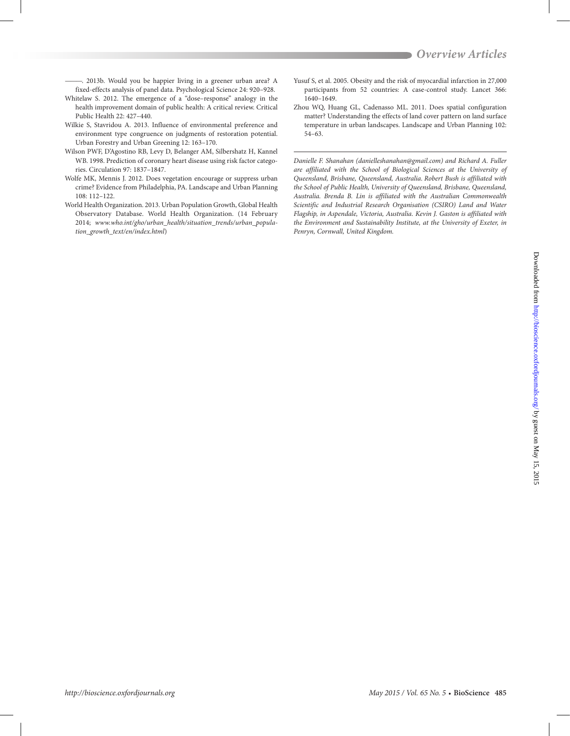———. 2013b. Would you be happier living in a greener urban area? A fixed-effects analysis of panel data. Psychological Science 24: 920–928.

Whitelaw S. 2012. The emergence of a "dose–response" analogy in the health improvement domain of public health: A critical review. Critical Public Health 22: 427–440.

Wilkie S, Stavridou A. 2013. Influence of environmental preference and environment type congruence on judgments of restoration potential. Urban Forestry and Urban Greening 12: 163–170.

Wilson PWF, D'Agostino RB, Levy D, Belanger AM, Silbershatz H, Kannel WB. 1998. Prediction of coronary heart disease using risk factor categories. Circulation 97: 1837–1847.

Wolfe MK, Mennis J. 2012. Does vegetation encourage or suppress urban crime? Evidence from Philadelphia, PA. Landscape and Urban Planning 108: 112–122.

World Health Organization. 2013. Urban Population Growth, Global Health Observatory Database. World Health Organization. (14 February 2014; *www.who.int/gho/urban_health/situation_trends/urban_population_growth_text/en/index.html*)

Yusuf S, et al. 2005. Obesity and the risk of myocardial infarction in 27,000 participants from 52 countries: A case-control study. Lancet 366: 1640–1649.

Zhou WQ, Huang GL, Cadenasso ML. 2011. Does spatial configuration matter? Understanding the effects of land cover pattern on land surface temperature in urban landscapes. Landscape and Urban Planning 102: 54–63.

---

*Danielle F. Shanahan (danielleshanahan@gmail.com) and Richard A. Fuller are affiliated with the School of Biological Sciences at the University of Queensland, Brisbane, Queensland, Australia. Robert Bush is affiliated with the School of Public Health, University of Queensland, Brisbane, Queensland, Australia. Brenda B. Lin is affiliated with the Australian Commonwealth Scientific and Industrial Research Organisation (CSIRO) Land and Water Flagship, in Aspendale, Victoria, Australia. Kevin J. Gaston is affiliated with the Environment and Sustainability Institute, at the University of Exeter, in Penryn, Cornwall, United Kingdom.*